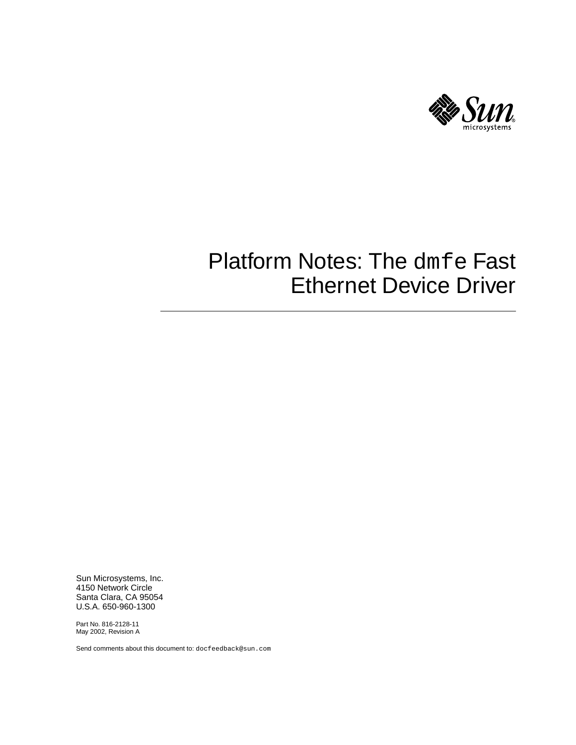# Platform Notes: The `dmfe` Fast Ethernet Device Driver

Sun Microsystems, Inc.
4150 Network Circle
Santa Clara, CA 95054
U.S.A. 650-960-1300

Part No. 816-2128-11
May 2002, Revision A

Send comments about this document to: `docfeedback@sun.com`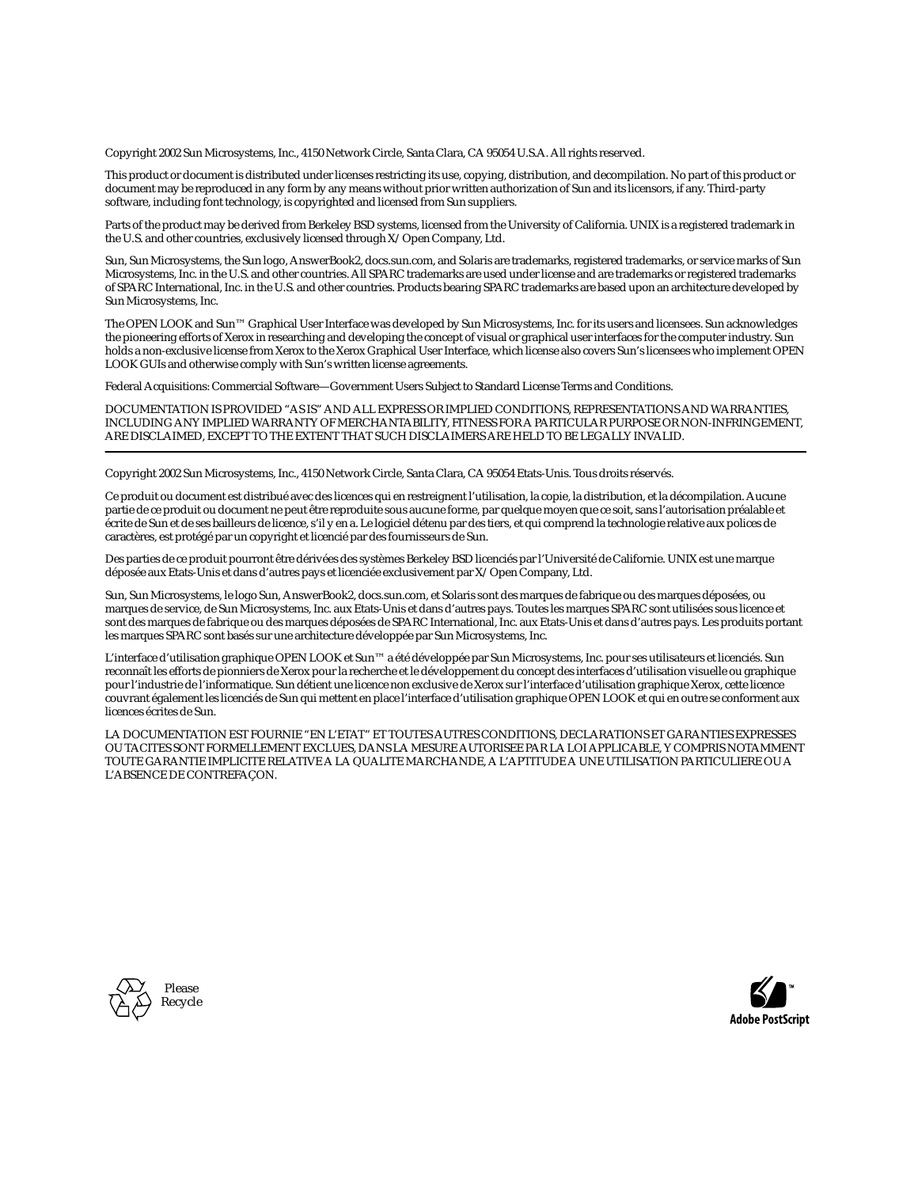Copyright 2002 Sun Microsystems, Inc., 4150 Network Circle, Santa Clara, CA 95054 U.S.A. All rights reserved.

This product or document is distributed under licenses restricting its use, copying, distribution, and decompilation. No part of this product or document may be reproduced in any form by any means without prior written authorization of Sun and its licensors, if any. Third-party software, including font technology, is copyrighted and licensed from Sun suppliers.

Parts of the product may be derived from Berkeley BSD systems, licensed from the University of California. UNIX is a registered trademark in the U.S. and other countries, exclusively licensed through X/Open Company, Ltd.

Sun, Sun Microsystems, the Sun logo, AnswerBook2, docs.sun.com, and Solaris are trademarks, registered trademarks, or service marks of Sun Microsystems, Inc. in the U.S. and other countries. All SPARC trademarks are used under license and are trademarks or registered trademarks of SPARC International, Inc. in the U.S. and other countries. Products bearing SPARC trademarks are based upon an architecture developed by Sun Microsystems, Inc.

The OPEN LOOK and Sun™ Graphical User Interface was developed by Sun Microsystems, Inc. for its users and licensees. Sun acknowledges the pioneering efforts of Xerox in researching and developing the concept of visual or graphical user interfaces for the computer industry. Sun holds a non-exclusive license from Xerox to the Xerox Graphical User Interface, which license also covers Sun's licensees who implement OPEN LOOK GUIs and otherwise comply with Sun's written license agreements.

Federal Acquisitions: Commercial Software—Government Users Subject to Standard License Terms and Conditions.

DOCUMENTATION IS PROVIDED "AS IS" AND ALL EXPRESS OR IMPLIED CONDITIONS, REPRESENTATIONS AND WARRANTIES, INCLUDING ANY IMPLIED WARRANTY OF MERCHANTABILITY, FITNESS FOR A PARTICULAR PURPOSE OR NON-INFRINGEMENT, ARE DISCLAIMED, EXCEPT TO THE EXTENT THAT SUCH DISCLAIMERS ARE HELD TO BE LEGALLY INVALID.

---

Copyright 2002 Sun Microsystems, Inc., 4150 Network Circle, Santa Clara, CA 95054 Etats-Unis. Tous droits réservés.

Ce produit ou document est distribué avec des licences qui en restreignent l'utilisation, la copie, la distribution, et la décompilation. Aucune partie de ce produit ou document ne peut être reproduite sous aucune forme, par quelque moyen que ce soit, sans l'autorisation préalable et écrite de Sun et de ses bailleurs de licence, s'il y en a. Le logiciel détenu par des tiers, et qui comprend la technologie relative aux polices de caractères, est protégé par un copyright et licencié par des fournisseurs de Sun.

Des parties de ce produit pourront être dérivées des systèmes Berkeley BSD licenciés par l'Université de Californie. UNIX est une marque déposée aux Etats-Unis et dans d'autres pays et licenciée exclusivement par X/Open Company, Ltd.

Sun, Sun Microsystems, le logo Sun, AnswerBook2, docs.sun.com, et Solaris sont des marques de fabrique ou des marques déposées, ou marques de service, de Sun Microsystems, Inc. aux Etats-Unis et dans d'autres pays. Toutes les marques SPARC sont utilisées sous licence et sont des marques de fabrique ou des marques déposées de SPARC International, Inc. aux Etats-Unis et dans d'autres pays. Les produits portant les marques SPARC sont basés sur une architecture développée par Sun Microsystems, Inc.

L'interface d'utilisation graphique OPEN LOOK et Sun™ a été développée par Sun Microsystems, Inc. pour ses utilisateurs et licenciés. Sun reconnaît les efforts de pionniers de Xerox pour la recherche et le développement du concept des interfaces d'utilisation visuelle ou graphique pour l'industrie de l'informatique. Sun détient une licence non exclusive de Xerox sur l'interface d'utilisation graphique Xerox, cette licence couvrant également les licenciés de Sun qui mettent en place l'interface d'utilisation graphique OPEN LOOK et qui en outre se conforment aux licences écrites de Sun.

LA DOCUMENTATION EST FOURNIE "EN L'ETAT" ET TOUTES AUTRES CONDITIONS, DECLARATIONS ET GARANTIES EXPRESSES OU TACITES SONT FORMELLEMENT EXCLUES, DANS LA MESURE AUTORISEE PAR LA LOI APPLICABLE, Y COMPRIS NOTAMMENT TOUTE GARANTIE IMPLICITE RELATIVE A LA QUALITE MARCHANDE, A L'APTITUDE A UNE UTILISATION PARTICULIERE OU A L'ABSENCE DE CONTREFAÇON.

Please Recycle

Adobe PostScript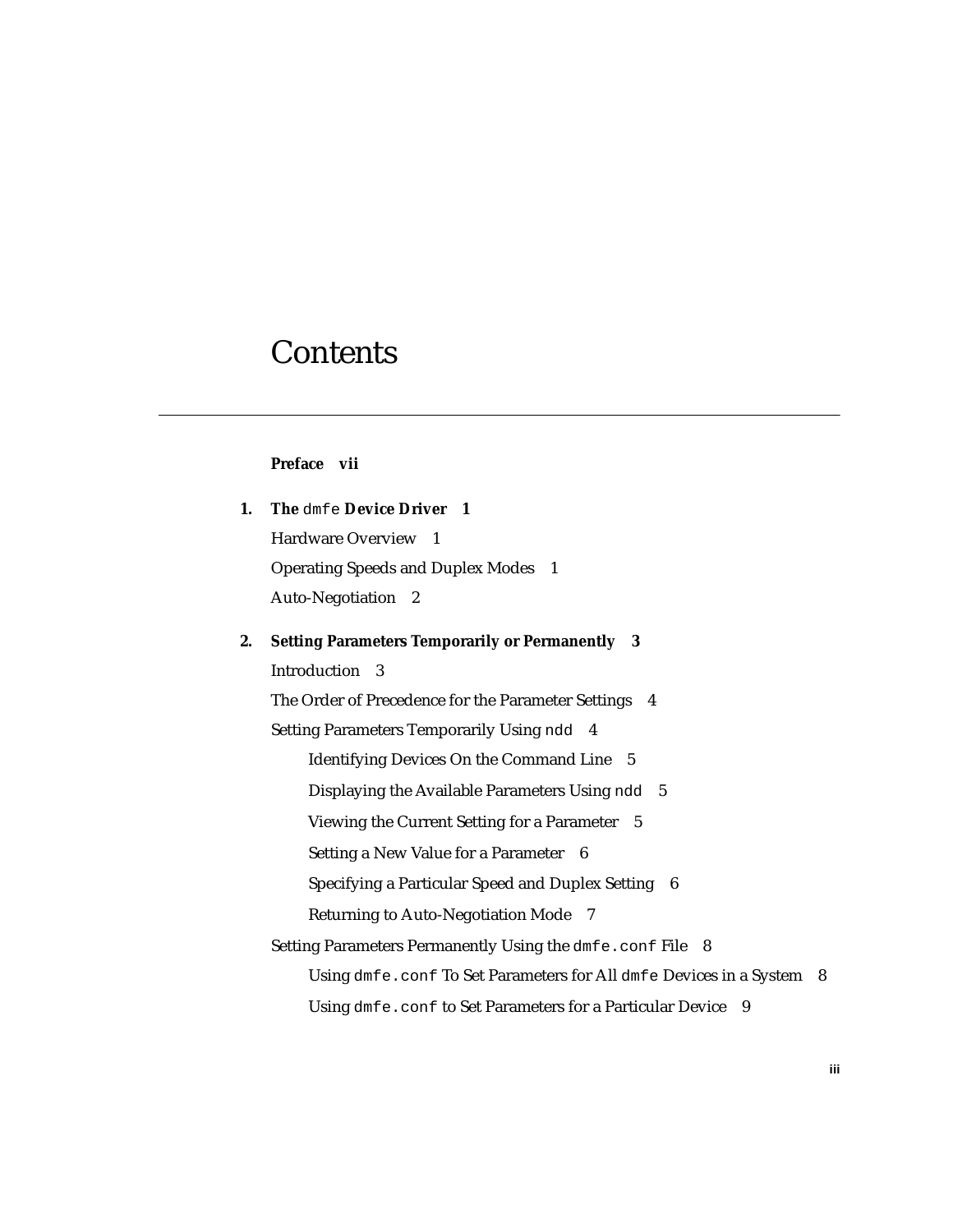# Contents

**Preface vii**

**1. The `dmfe` Device Driver 1**

Hardware Overview 1

Operating Speeds and Duplex Modes 1

Auto-Negotiation 2

**2. Setting Parameters Temporarily or Permanently 3**

Introduction 3

The Order of Precedence for the Parameter Settings 4

Setting Parameters Temporarily Using `ndd` 4

- Identifying Devices On the Command Line 5
- Displaying the Available Parameters Using `ndd` 5
- Viewing the Current Setting for a Parameter 5
- Setting a New Value for a Parameter 6
- Specifying a Particular Speed and Duplex Setting 6
- Returning to Auto-Negotiation Mode 7

Setting Parameters Permanently Using the `dmfe.conf` File 8

- Using `dmfe.conf` To Set Parameters for All `dmfe` Devices in a System 8
- Using `dmfe.conf` to Set Parameters for a Particular Device 9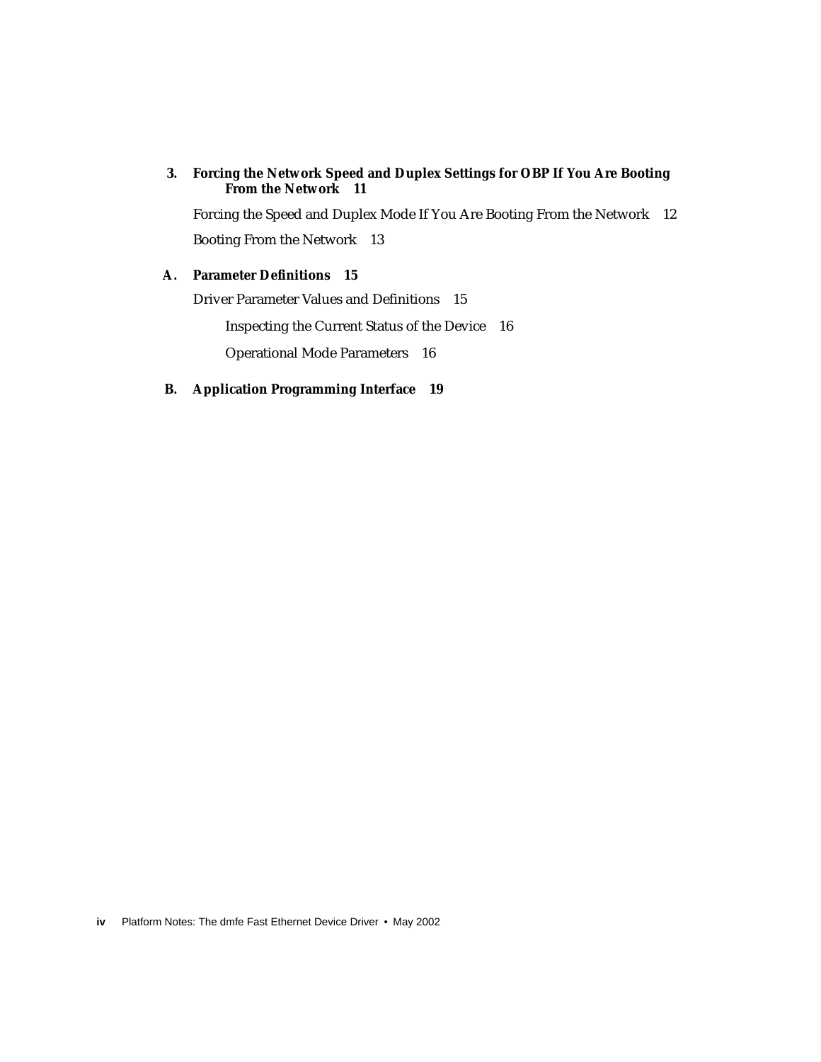**3. Forcing the Network Speed and Duplex Settings for OBP If You Are Booting From the Network 11**

Forcing the Speed and Duplex Mode If You Are Booting From the Network 12

Booting From the Network 13

**A. Parameter Definitions 15**

Driver Parameter Values and Definitions 15

Inspecting the Current Status of the Device 16

Operational Mode Parameters 16

**B. Application Programming Interface 19**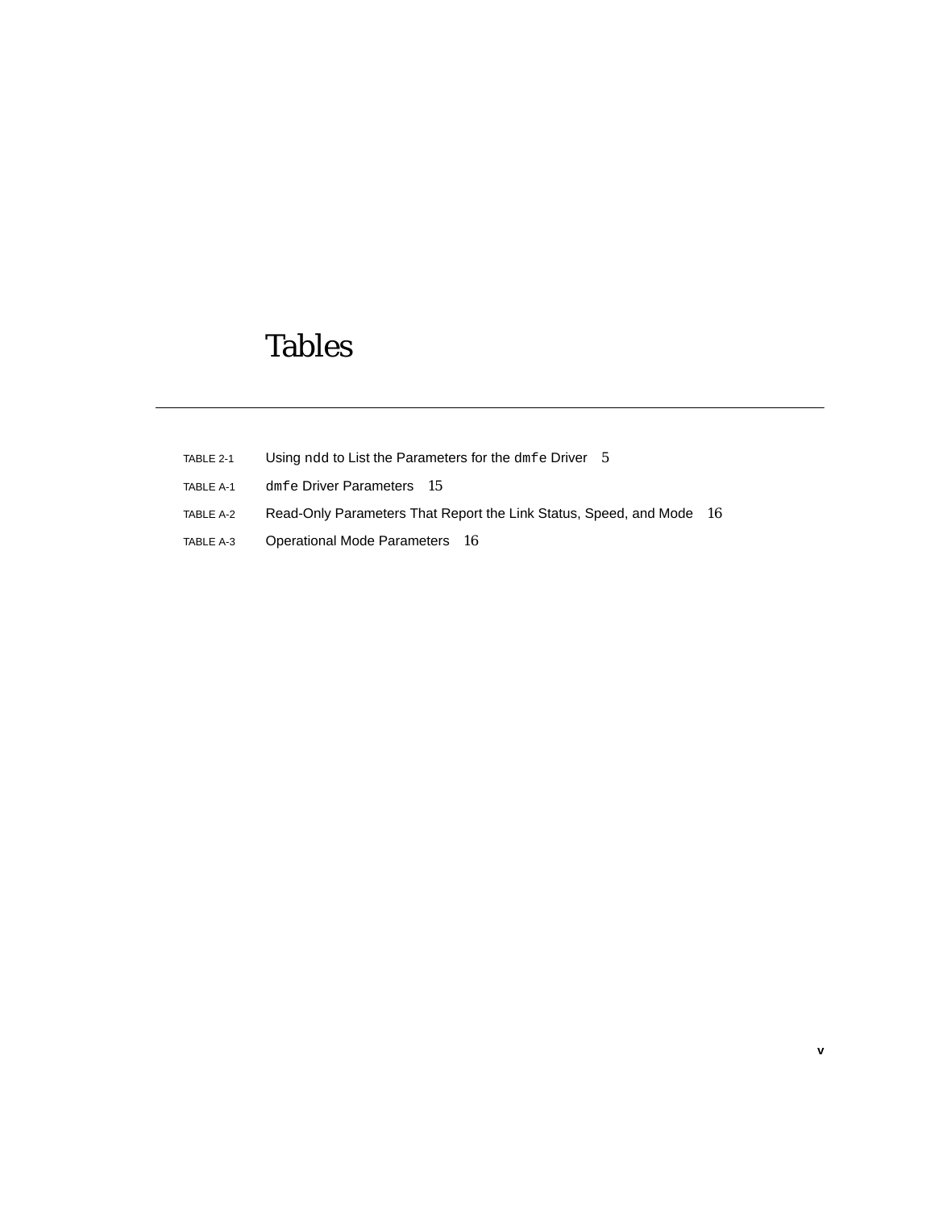# Tables

TABLE 2-1 Using `ndd` to List the Parameters for the `dmfe` Driver 5

TABLE A-1 `dmfe` Driver Parameters 15

TABLE A-2 Read-Only Parameters That Report the Link Status, Speed, and Mode 16

TABLE A-3 Operational Mode Parameters 16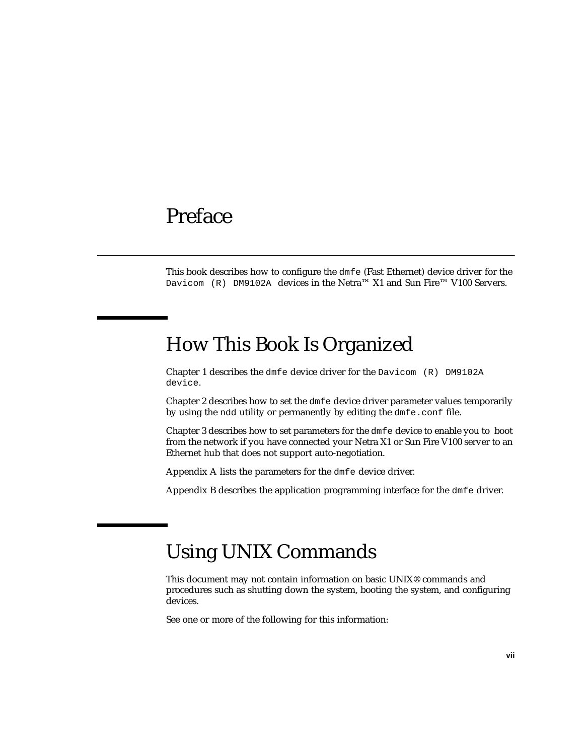# Preface

This book describes how to configure the `dmfe` (Fast Ethernet) device driver for the `Davicom (R) DM9102A` devices in the Netra™ X1 and Sun Fire™ V100 Servers.

## How This Book Is Organized

Chapter 1 describes the `dmfe` device driver for the `Davicom (R) DM9102A device`.

Chapter 2 describes how to set the `dmfe` device driver parameter values temporarily by using the `ndd` utility or permanently by editing the `dmfe.conf` file.

Chapter 3 describes how to set parameters for the `dmfe` device to enable you to boot from the network if you have connected your Netra X1 or Sun Fire V100 server to an Ethernet hub that does not support auto-negotiation.

Appendix A lists the parameters for the `dmfe` device driver.

Appendix B describes the application programming interface for the `dmfe` driver.

## Using UNIX Commands

This document may not contain information on basic UNIX® commands and procedures such as shutting down the system, booting the system, and configuring devices.

See one or more of the following for this information: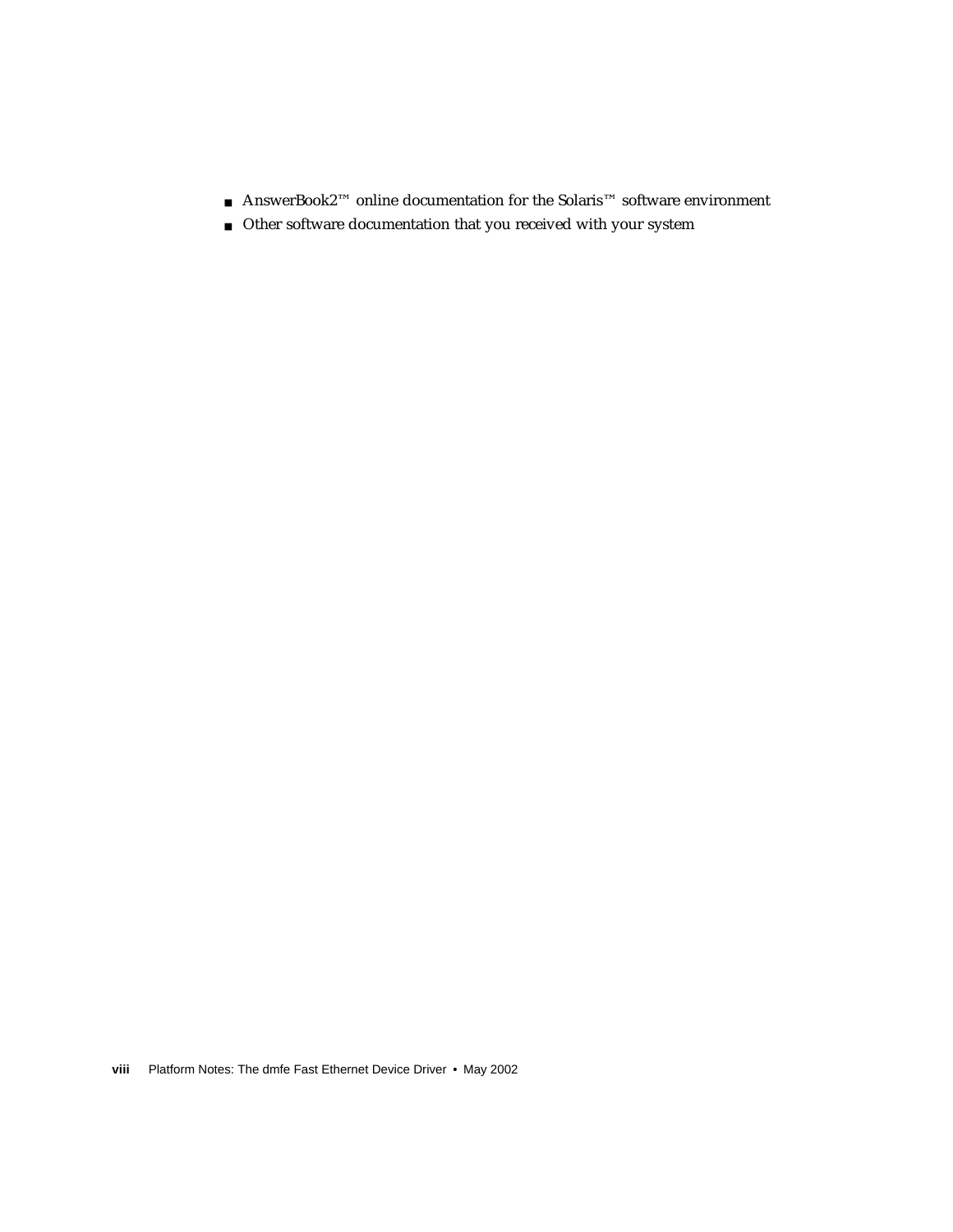- AnswerBook2™ online documentation for the Solaris™ software environment
- Other software documentation that you received with your system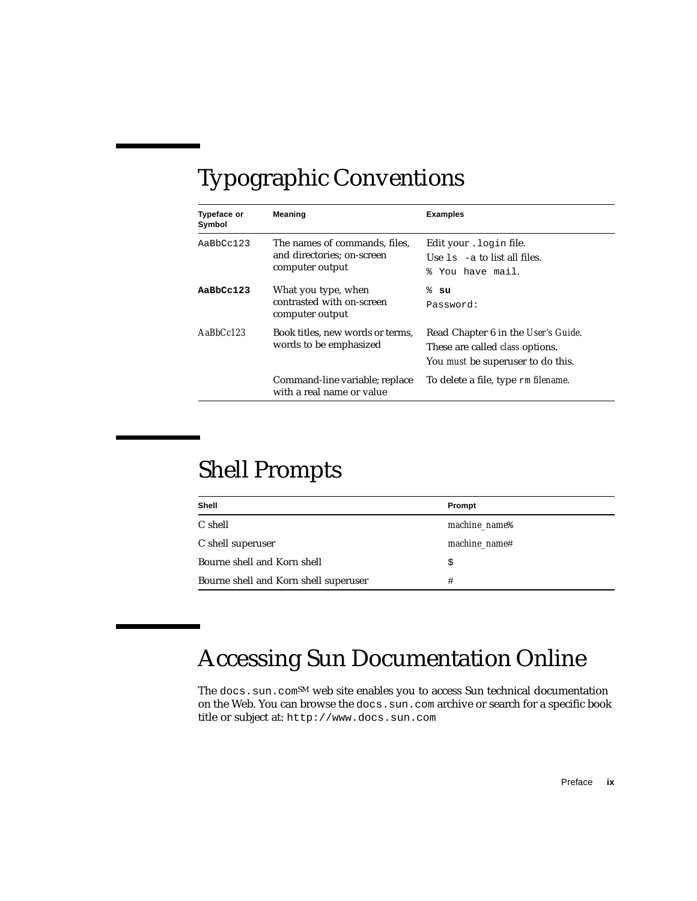## Typographic Conventions

| Typeface or Symbol | Meaning | Examples |
|---|---|---|
| `AaBbCc123` | The names of commands, files, and directories; on-screen computer output | Edit your `.login` file.<br>Use `ls -a` to list all files.<br>`% You have mail.` |
| **`AaBbCc123`** | What you type, when contrasted with on-screen computer output | `%` **`su`**<br>`Password:` |
| *AaBbCc123* | Book titles, new words or terms, words to be emphasized | Read Chapter 6 in the *User's Guide*.<br>These are called *class* options.<br>You *must* be superuser to do this. |
| | Command-line variable; replace with a real name or value | To delete a file, type `rm` *filename*. |

## Shell Prompts

| Shell | Prompt |
|---|---|
| C shell | *machine_name*% |
| C shell superuser | *machine_name*# |
| Bourne shell and Korn shell | `$` |
| Bourne shell and Korn shell superuser | `#` |

## Accessing Sun Documentation Online

The `docs.sun.com`SM web site enables you to access Sun technical documentation on the Web. You can browse the `docs.sun.com` archive or search for a specific book title or subject at: `http://www.docs.sun.com`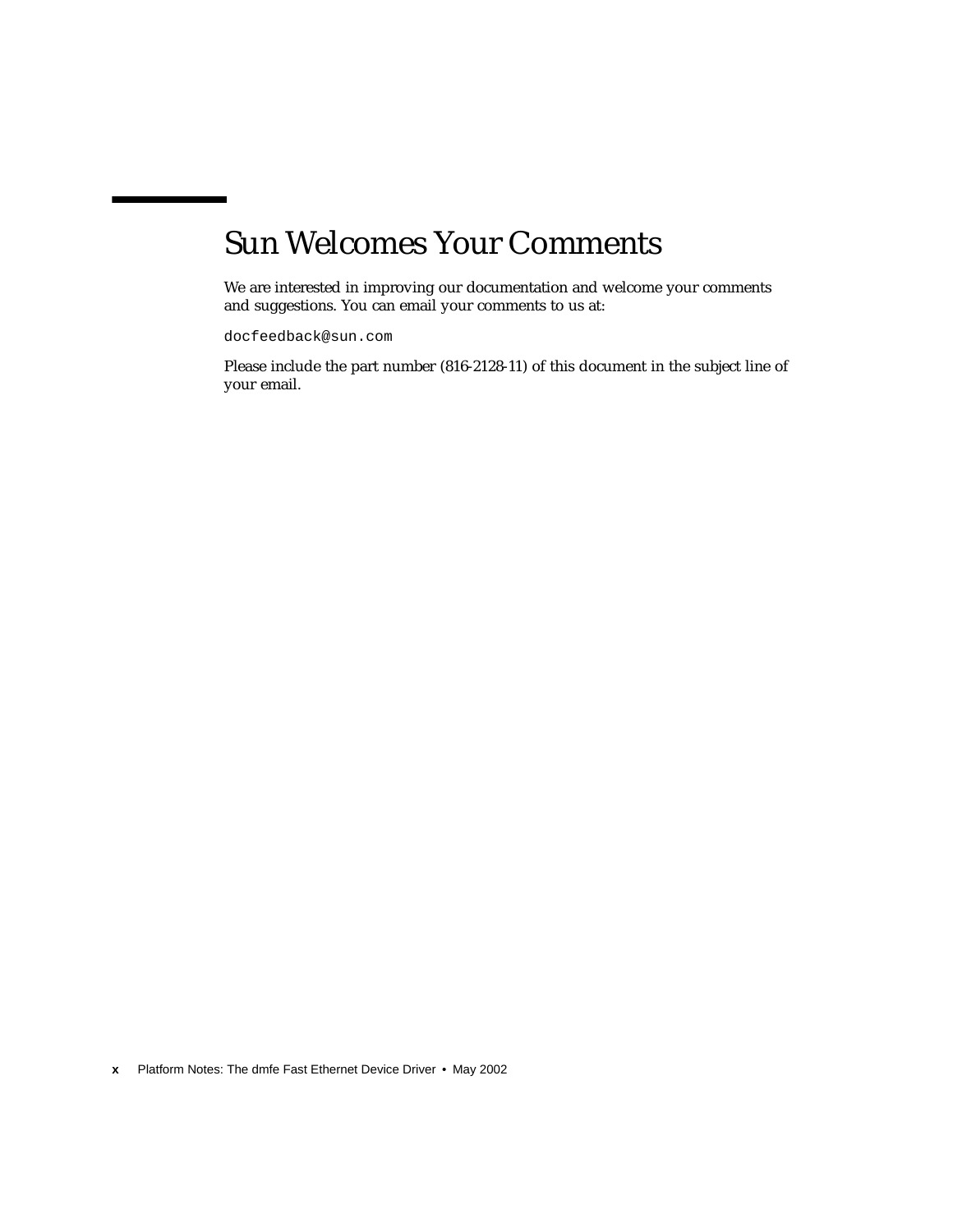# Sun Welcomes Your Comments

We are interested in improving our documentation and welcome your comments and suggestions. You can email your comments to us at:

`docfeedback@sun.com`

Please include the part number (816-2128-11) of this document in the subject line of your email.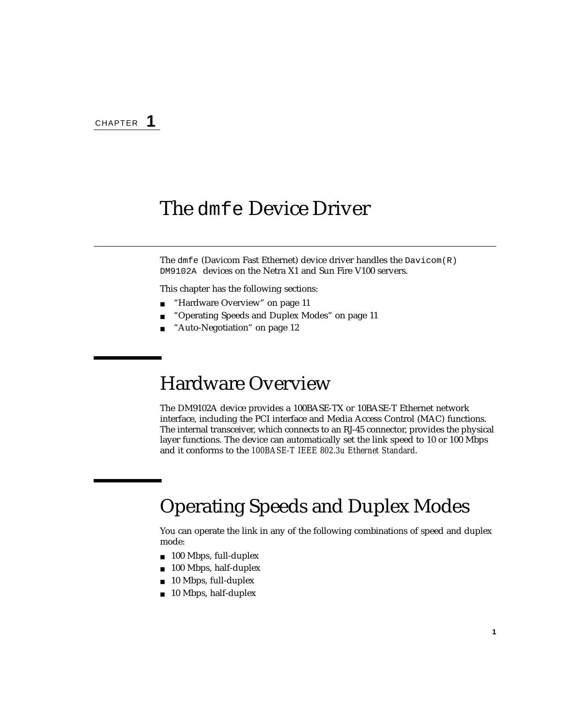CHAPTER **1**

# The `dmfe` Device Driver

The `dmfe` (Davicom Fast Ethernet) device driver handles the `Davicom(R) DM9102A` devices on the Netra X1 and Sun Fire V100 servers.

This chapter has the following sections:

- "Hardware Overview" on page 11
- "Operating Speeds and Duplex Modes" on page 11
- "Auto-Negotiation" on page 12

## Hardware Overview

The DM9102A device provides a 100BASE-TX or 10BASE-T Ethernet network interface, including the PCI interface and Media Access Control (MAC) functions. The internal transceiver, which connects to an RJ-45 connector, provides the physical layer functions. The device can automatically set the link speed to 10 or 100 Mbps and it conforms to the *100BASE-T IEEE 802.3u Ethernet Standard*.

## Operating Speeds and Duplex Modes

You can operate the link in any of the following combinations of speed and duplex mode:

- 100 Mbps, full-duplex
- 100 Mbps, half-duplex
- 10 Mbps, full-duplex
- 10 Mbps, half-duplex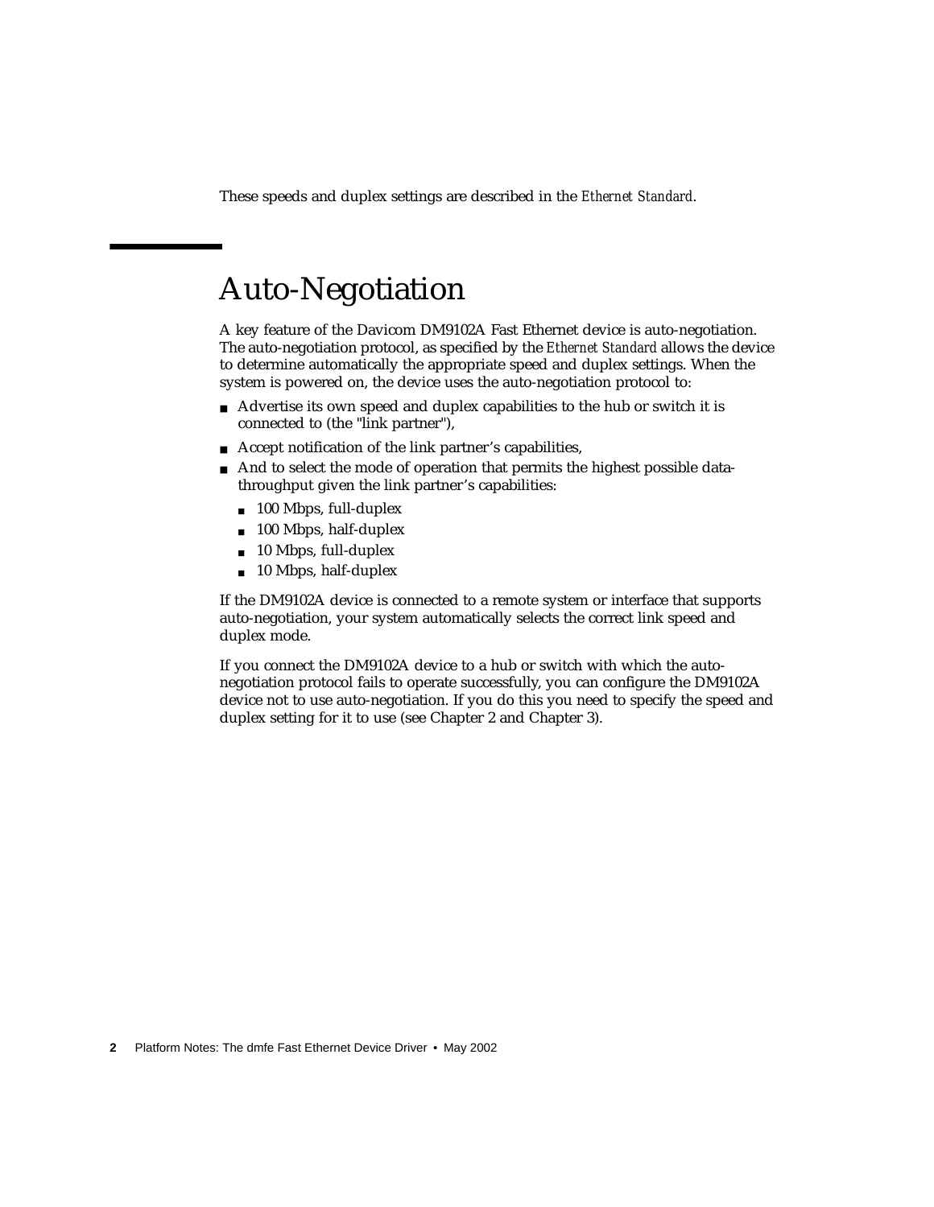These speeds and duplex settings are described in the *Ethernet Standard*.

## Auto-Negotiation

A key feature of the Davicom DM9102A Fast Ethernet device is auto-negotiation. The auto-negotiation protocol, as specified by the *Ethernet Standard* allows the device to determine automatically the appropriate speed and duplex settings. When the system is powered on, the device uses the auto-negotiation protocol to:

- Advertise its own speed and duplex capabilities to the hub or switch it is connected to (the "link partner"),
- Accept notification of the link partner's capabilities,
- And to select the mode of operation that permits the highest possible data-throughput given the link partner's capabilities:
  - 100 Mbps, full-duplex
  - 100 Mbps, half-duplex
  - 10 Mbps, full-duplex
  - 10 Mbps, half-duplex

If the DM9102A device is connected to a remote system or interface that supports auto-negotiation, your system automatically selects the correct link speed and duplex mode.

If you connect the DM9102A device to a hub or switch with which the auto-negotiation protocol fails to operate successfully, you can configure the DM9102A device not to use auto-negotiation. If you do this you need to specify the speed and duplex setting for it to use (see Chapter 2 and Chapter 3).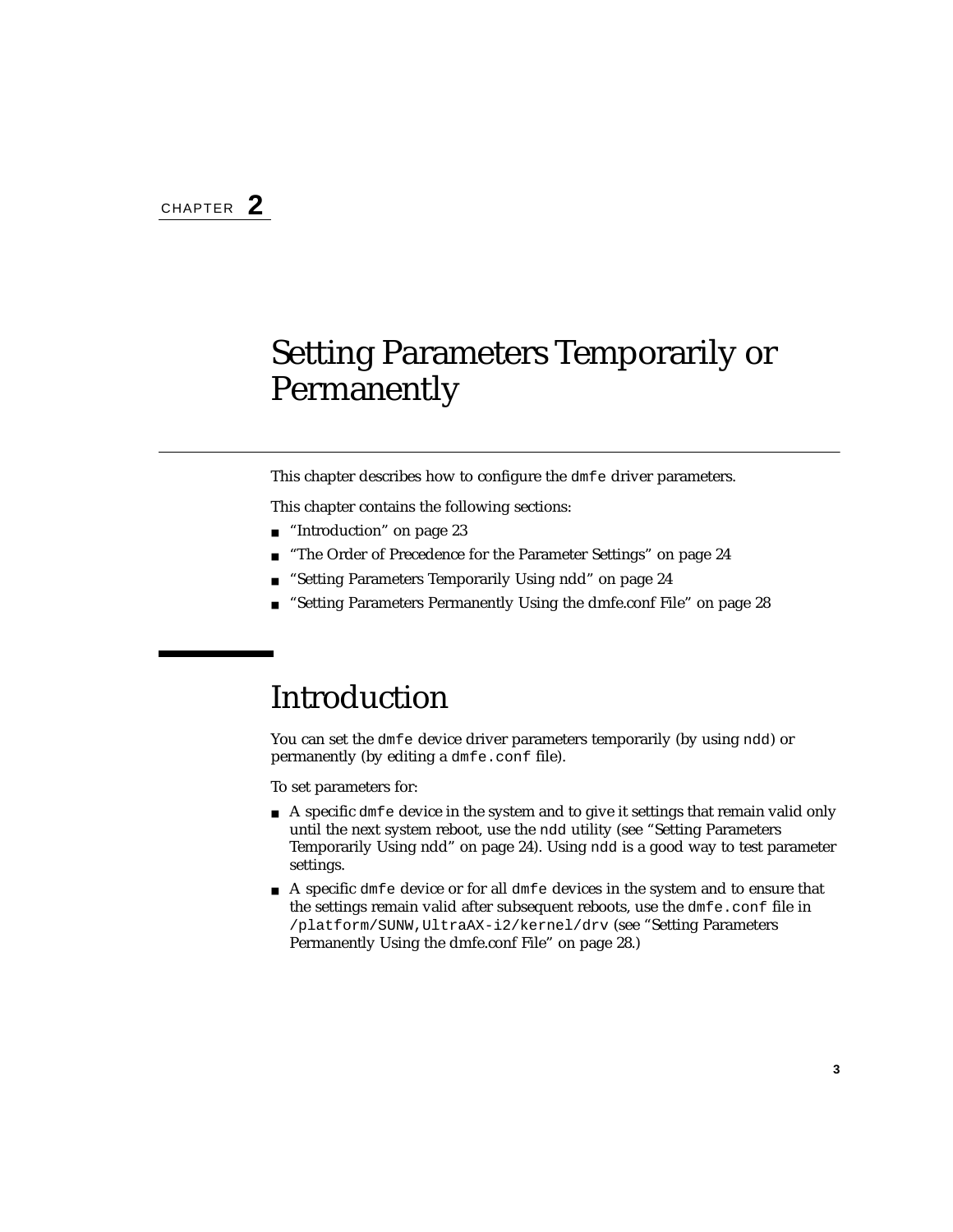CHAPTER **2**

# Setting Parameters Temporarily or Permanently

This chapter describes how to configure the `dmfe` driver parameters.

This chapter contains the following sections:

- "Introduction" on page 23
- "The Order of Precedence for the Parameter Settings" on page 24
- "Setting Parameters Temporarily Using ndd" on page 24
- "Setting Parameters Permanently Using the dmfe.conf File" on page 28

## Introduction

You can set the `dmfe` device driver parameters temporarily (by using `ndd`) or permanently (by editing a `dmfe.conf` file).

To set parameters for:

- A specific `dmfe` device in the system and to give it settings that remain valid only until the next system reboot, use the `ndd` utility (see "Setting Parameters Temporarily Using ndd" on page 24). Using `ndd` is a good way to test parameter settings.
- A specific `dmfe` device or for all `dmfe` devices in the system and to ensure that the settings remain valid after subsequent reboots, use the `dmfe.conf` file in `/platform/SUNW,UltraAX-i2/kernel/drv` (see "Setting Parameters Permanently Using the dmfe.conf File" on page 28.)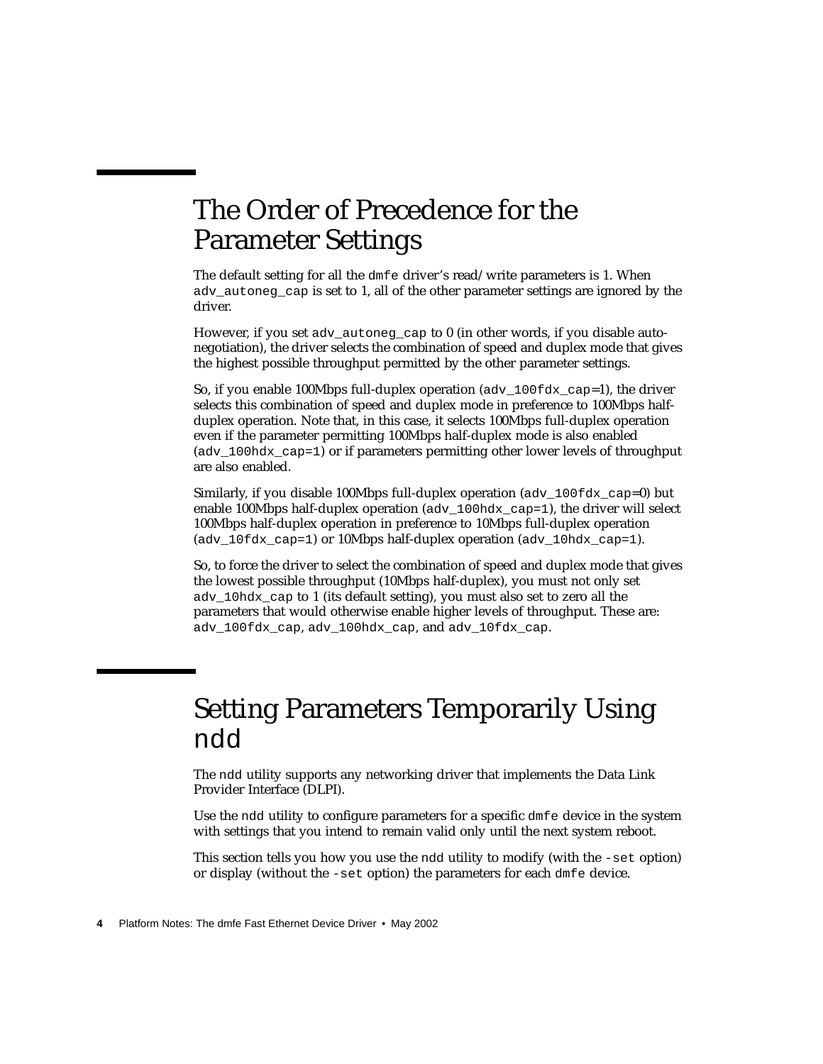## The Order of Precedence for the Parameter Settings

The default setting for all the `dmfe` driver's read/write parameters is 1. When `adv_autoneg_cap` is set to 1, all of the other parameter settings are ignored by the driver.

However, if you set `adv_autoneg_cap` to 0 (in other words, if you disable auto-negotiation), the driver selects the combination of speed and duplex mode that gives the highest possible throughput permitted by the other parameter settings.

So, if you enable 100Mbps full-duplex operation (`adv_100fdx_cap=1`), the driver selects this combination of speed and duplex mode in preference to 100Mbps half-duplex operation. Note that, in this case, it selects 100Mbps full-duplex operation even if the parameter permitting 100Mbps half-duplex mode is also enabled (`adv_100hdx_cap=1`) or if parameters permitting other lower levels of throughput are also enabled.

Similarly, if you disable 100Mbps full-duplex operation (`adv_100fdx_cap=0`) but enable 100Mbps half-duplex operation (`adv_100hdx_cap=1`), the driver will select 100Mbps half-duplex operation in preference to 10Mbps full-duplex operation (`adv_10fdx_cap=1`) or 10Mbps half-duplex operation (`adv_10hdx_cap=1`).

So, to force the driver to select the combination of speed and duplex mode that gives the lowest possible throughput (10Mbps half-duplex), you must not only set `adv_10hdx_cap` to 1 (its default setting), you must also set to zero all the parameters that would otherwise enable higher levels of throughput. These are: `adv_100fdx_cap`, `adv_100hdx_cap`, and `adv_10fdx_cap`.

## Setting Parameters Temporarily Using `ndd`

The `ndd` utility supports any networking driver that implements the Data Link Provider Interface (DLPI).

Use the `ndd` utility to configure parameters for a specific `dmfe` device in the system with settings that you intend to remain valid only until the next system reboot.

This section tells you how you use the `ndd` utility to modify (with the `-set` option) or display (without the `-set` option) the parameters for each `dmfe` device.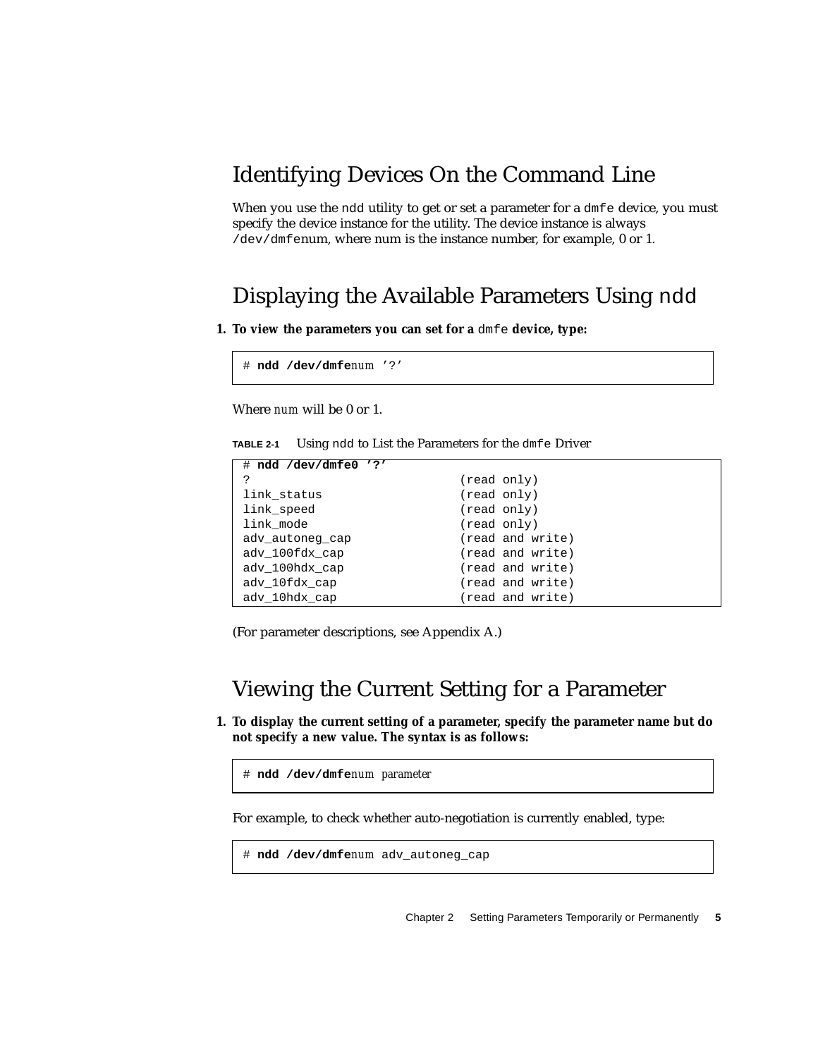## Identifying Devices On the Command Line

When you use the `ndd` utility to get or set a parameter for a `dmfe` device, you must specify the device instance for the utility. The device instance is always `/dev/dmfe`num, where num is the instance number, for example, 0 or 1.

## Displaying the Available Parameters Using `ndd`

1. **To view the parameters you can set for a `dmfe` device, type:**

```
# ndd /dev/dmfenum '?'
```

Where *num* will be 0 or 1.

**TABLE 2-1** Using `ndd` to List the Parameters for the `dmfe` Driver

```
# ndd /dev/dmfe0 '?'
?                              (read only)
link_status                    (read only)
link_speed                     (read only)
link_mode                      (read only)
adv_autoneg_cap                (read and write)
adv_100fdx_cap                 (read and write)
adv_100hdx_cap                 (read and write)
adv_10fdx_cap                  (read and write)
adv_10hdx_cap                  (read and write)
```

(For parameter descriptions, see Appendix A.)

## Viewing the Current Setting for a Parameter

1. **To display the current setting of a parameter, specify the parameter name but do not specify a new value. The syntax is as follows:**

```
# ndd /dev/dmfenum parameter
```

For example, to check whether auto-negotiation is currently enabled, type:

```
# ndd /dev/dmfenum adv_autoneg_cap
```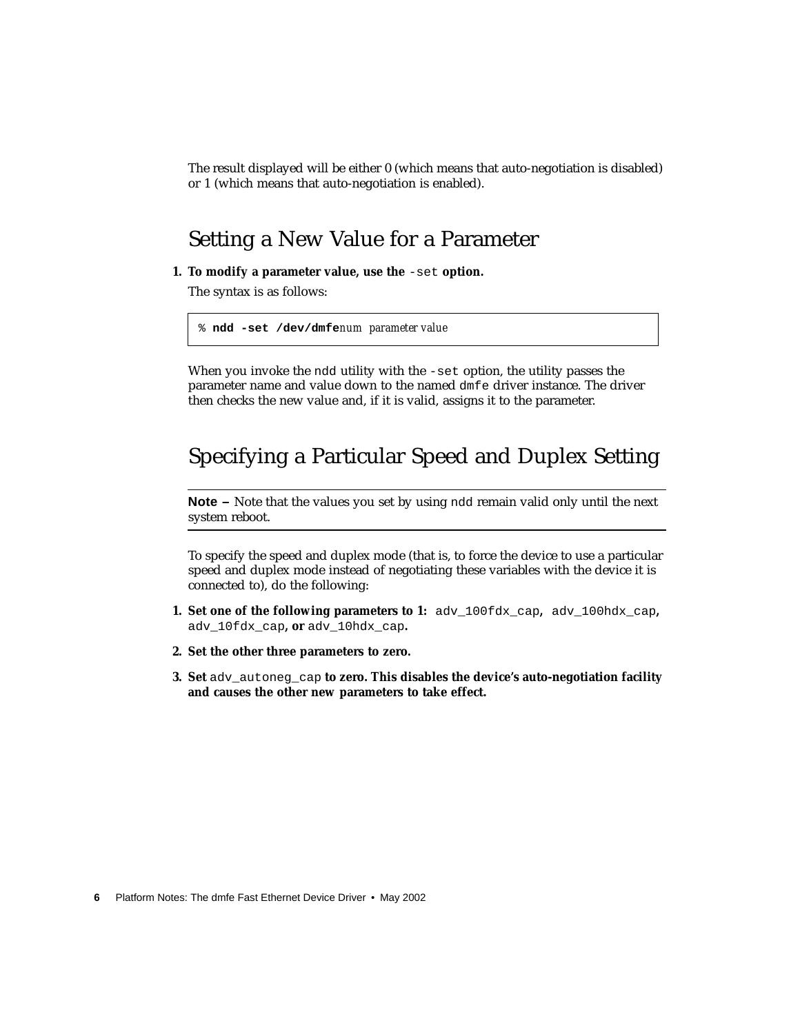The result displayed will be either 0 (which means that auto-negotiation is disabled) or 1 (which means that auto-negotiation is enabled).

## Setting a New Value for a Parameter

1. **To modify a parameter value, use the `-set` option.**

   The syntax is as follows:

   ```
   % ndd -set /dev/dmfenum parameter value
   ```

   When you invoke the `ndd` utility with the `-set` option, the utility passes the parameter name and value down to the named `dmfe` driver instance. The driver then checks the new value and, if it is valid, assigns it to the parameter.

## Specifying a Particular Speed and Duplex Setting

---

**Note –** Note that the values you set by using `ndd` remain valid only until the next system reboot.

---

To specify the speed and duplex mode (that is, to force the device to use a particular speed and duplex mode instead of negotiating these variables with the device it is connected to), do the following:

1. **Set one of the following parameters to 1:** `adv_100fdx_cap`**,** `adv_100hdx_cap`**,** `adv_10fdx_cap`**, or** `adv_10hdx_cap`**.**
2. **Set the other three parameters to zero.**
3. **Set** `adv_autoneg_cap` **to zero. This disables the device's auto-negotiation facility and causes the other new parameters to take effect.**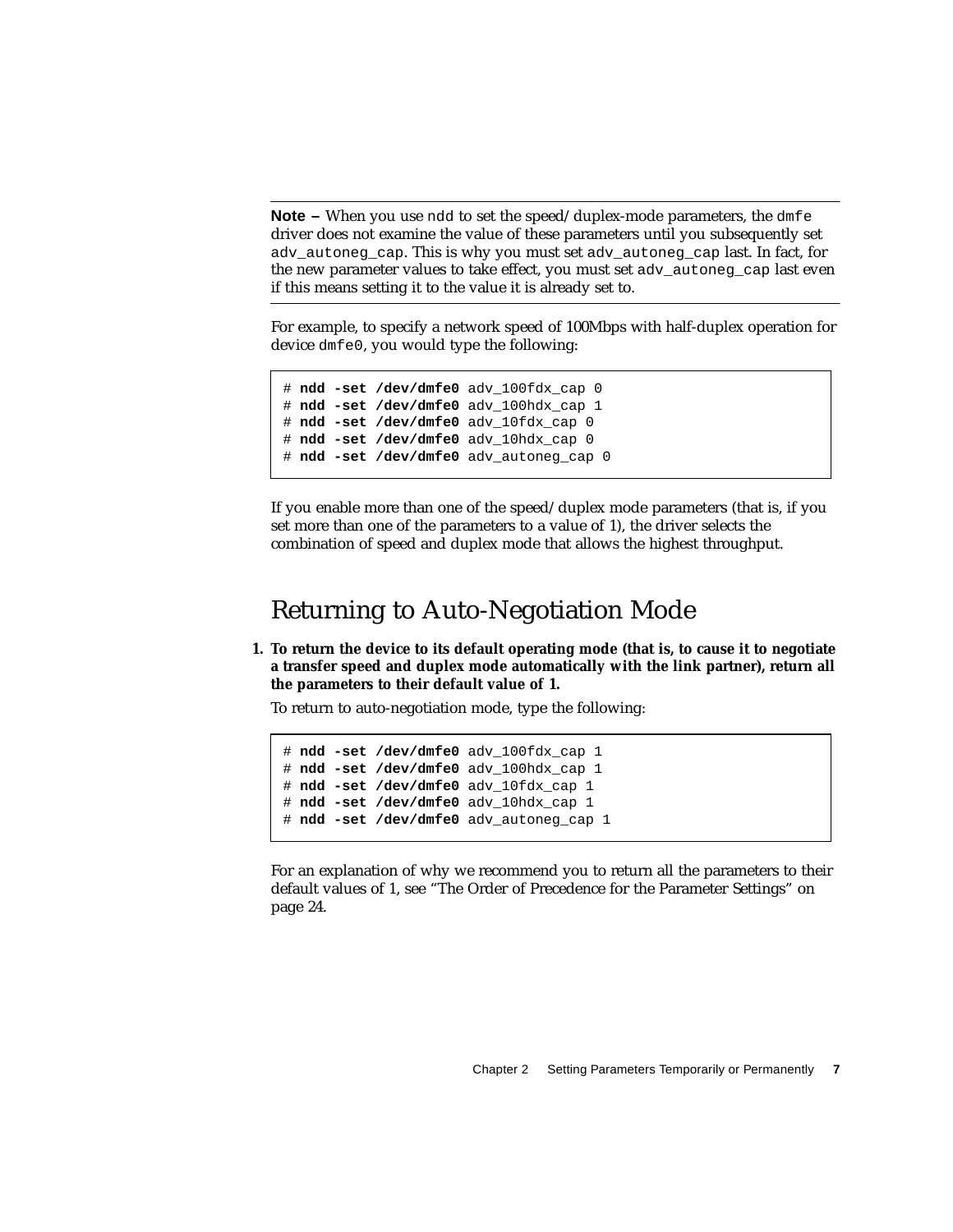---

**Note –** When you use `ndd` to set the speed/duplex-mode parameters, the `dmfe` driver does not examine the value of these parameters until you subsequently set `adv_autoneg_cap`. This is why you must set `adv_autoneg_cap` last. In fact, for the new parameter values to take effect, you must set `adv_autoneg_cap` last even if this means setting it to the value it is already set to.

---

For example, to specify a network speed of 100Mbps with half-duplex operation for device `dmfe0`, you would type the following:

```
# ndd -set /dev/dmfe0 adv_100fdx_cap 0
# ndd -set /dev/dmfe0 adv_100hdx_cap 1
# ndd -set /dev/dmfe0 adv_10fdx_cap 0
# ndd -set /dev/dmfe0 adv_10hdx_cap 0
# ndd -set /dev/dmfe0 adv_autoneg_cap 0
```

If you enable more than one of the speed/duplex mode parameters (that is, if you set more than one of the parameters to a value of 1), the driver selects the combination of speed and duplex mode that allows the highest throughput.

## Returning to Auto-Negotiation Mode

1. **To return the device to its default operating mode (that is, to cause it to negotiate a transfer speed and duplex mode automatically with the link partner), return all the parameters to their default value of 1.**

   To return to auto-negotiation mode, type the following:

```
# ndd -set /dev/dmfe0 adv_100fdx_cap 1
# ndd -set /dev/dmfe0 adv_100hdx_cap 1
# ndd -set /dev/dmfe0 adv_10fdx_cap 1
# ndd -set /dev/dmfe0 adv_10hdx_cap 1
# ndd -set /dev/dmfe0 adv_autoneg_cap 1
```

For an explanation of why we recommend you to return all the parameters to their default values of 1, see "The Order of Precedence for the Parameter Settings" on page 24.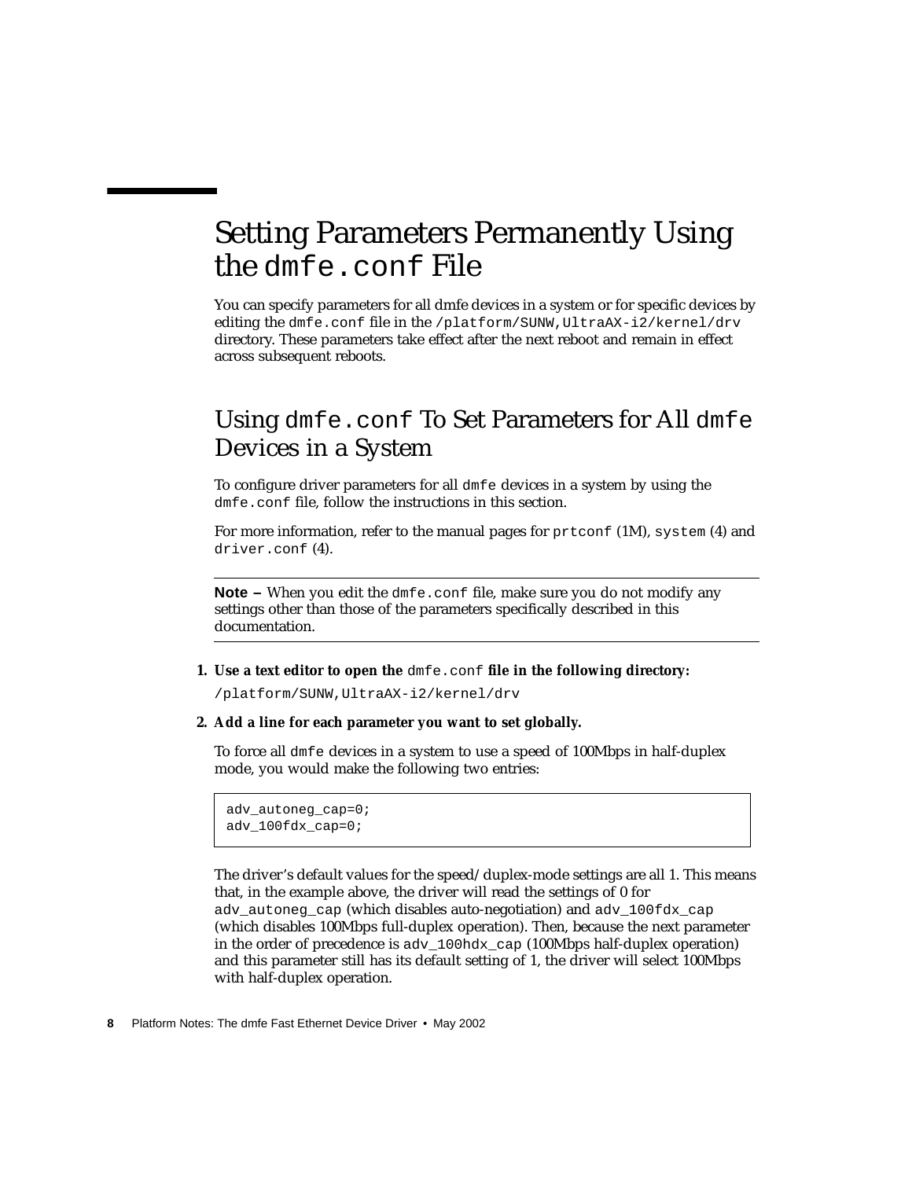# Setting Parameters Permanently Using the `dmfe.conf` File

You can specify parameters for all dmfe devices in a system or for specific devices by editing the `dmfe.conf` file in the `/platform/SUNW,UltraAX-i2/kernel/drv` directory. These parameters take effect after the next reboot and remain in effect across subsequent reboots.

## Using `dmfe.conf` To Set Parameters for All `dmfe` Devices in a System

To configure driver parameters for all `dmfe` devices in a system by using the `dmfe.conf` file, follow the instructions in this section.

For more information, refer to the manual pages for `prtconf` (1M), `system` (4) and `driver.conf` (4).

---

**Note –** When you edit the `dmfe.conf` file, make sure you do not modify any settings other than those of the parameters specifically described in this documentation.

---

1. **Use a text editor to open the `dmfe.conf` file in the following directory:**

   `/platform/SUNW,UltraAX-i2/kernel/drv`

2. **Add a line for each parameter you want to set globally.**

   To force all `dmfe` devices in a system to use a speed of 100Mbps in half-duplex mode, you would make the following two entries:

   ```
   adv_autoneg_cap=0;
   adv_100fdx_cap=0;
   ```

   The driver's default values for the speed/duplex-mode settings are all 1. This means that, in the example above, the driver will read the settings of 0 for `adv_autoneg_cap` (which disables auto-negotiation) and `adv_100fdx_cap` (which disables 100Mbps full-duplex operation). Then, because the next parameter in the order of precedence is `adv_100hdx_cap` (100Mbps half-duplex operation) and this parameter still has its default setting of 1, the driver will select 100Mbps with half-duplex operation.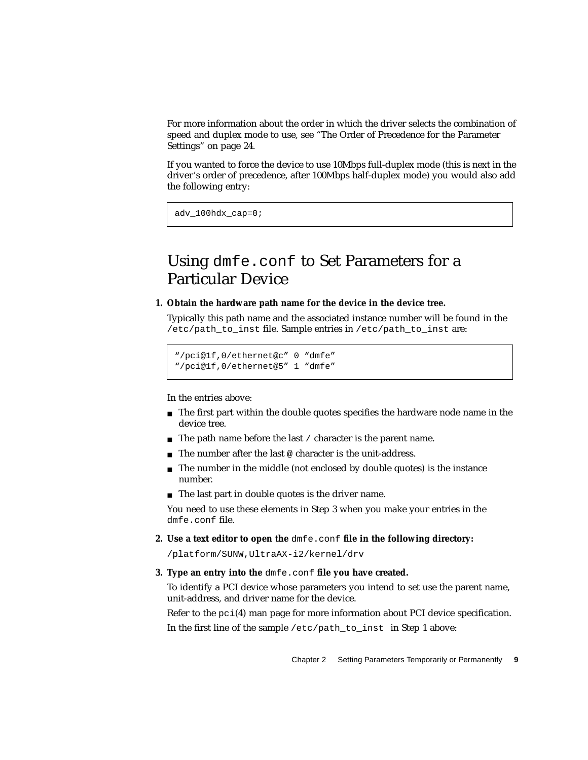For more information about the order in which the driver selects the combination of speed and duplex mode to use, see “The Order of Precedence for the Parameter Settings” on page 24.

If you wanted to force the device to use 10Mbps full-duplex mode (this is next in the driver’s order of precedence, after 100Mbps half-duplex mode) you would also add the following entry:

```
adv_100hdx_cap=0;
```

# Using `dmfe.conf` to Set Parameters for a Particular Device

1. **Obtain the hardware path name for the device in the device tree.**

   Typically this path name and the associated instance number will be found in the `/etc/path_to_inst` file. Sample entries in `/etc/path_to_inst` are:

   ```
   “/pci@1f,0/ethernet@c” 0 “dmfe”
   “/pci@1f,0/ethernet@5” 1 “dmfe”
   ```

   In the entries above:

   - The first part within the double quotes specifies the hardware node name in the device tree.
   - The path name before the last `/` character is the parent name.
   - The number after the last `@` character is the unit-address.
   - The number in the middle (not enclosed by double quotes) is the instance number.
   - The last part in double quotes is the driver name.

   You need to use these elements in Step 3 when you make your entries in the `dmfe.conf` file.

2. **Use a text editor to open the `dmfe.conf` file in the following directory:**

   `/platform/SUNW,UltraAX-i2/kernel/drv`

3. **Type an entry into the `dmfe.conf` file you have created.**

   To identify a PCI device whose parameters you intend to set use the parent name, unit-address, and driver name for the device.

   Refer to the `pci(4)` man page for more information about PCI device specification.

   In the first line of the sample `/etc/path_to_inst` in Step 1 above: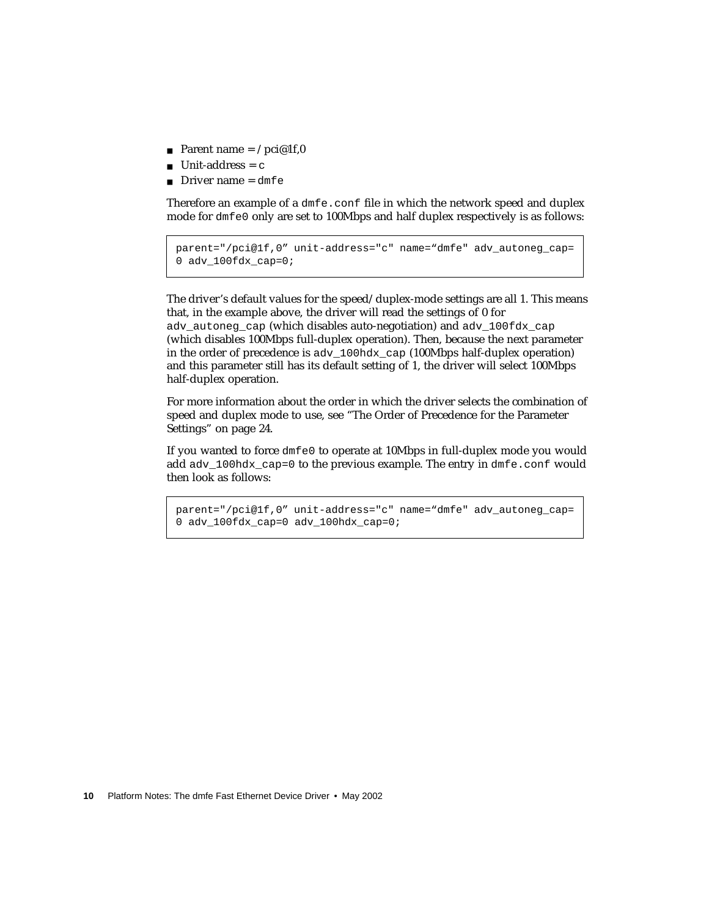- Parent name = /pci@1f,0
- Unit-address = c
- Driver name = dmfe

Therefore an example of a dmfe.conf file in which the network speed and duplex mode for dmfe0 only are set to 100Mbps and half duplex respectively is as follows:

```
parent="/pci@1f,0” unit-address="c" name=“dmfe" adv_autoneg_cap=
0 adv_100fdx_cap=0;
```

The driver’s default values for the speed/duplex-mode settings are all 1. This means that, in the example above, the driver will read the settings of 0 for adv_autoneg_cap (which disables auto-negotiation) and adv_100fdx_cap (which disables 100Mbps full-duplex operation). Then, because the next parameter in the order of precedence is adv_100hdx_cap (100Mbps half-duplex operation) and this parameter still has its default setting of 1, the driver will select 100Mbps half-duplex operation.

For more information about the order in which the driver selects the combination of speed and duplex mode to use, see “The Order of Precedence for the Parameter Settings” on page 24.

If you wanted to force dmfe0 to operate at 10Mbps in full-duplex mode you would add adv_100hdx_cap=0 to the previous example. The entry in dmfe.conf would then look as follows:

```
parent="/pci@1f,0” unit-address="c" name=“dmfe" adv_autoneg_cap=
0 adv_100fdx_cap=0 adv_100hdx_cap=0;
```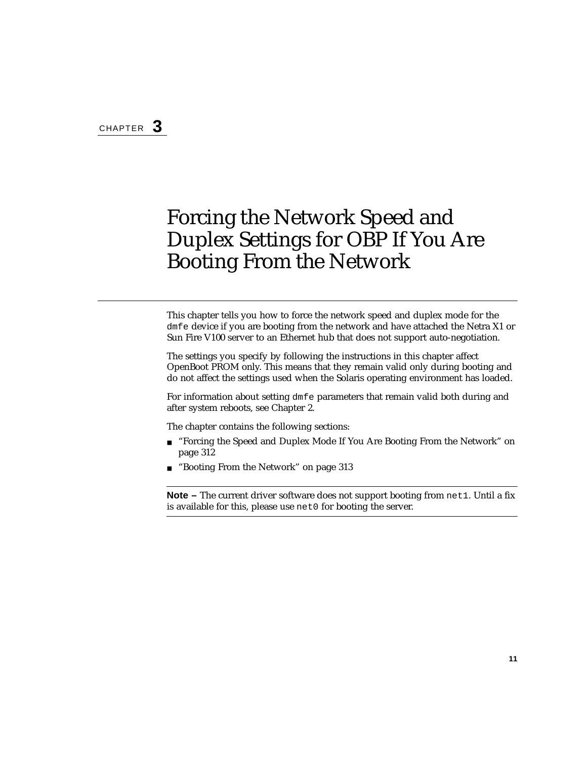CHAPTER **3**

# Forcing the Network Speed and Duplex Settings for OBP If You Are Booting From the Network

This chapter tells you how to force the network speed and duplex mode for the `dmfe` device if you are booting from the network and have attached the Netra X1 or Sun Fire V100 server to an Ethernet hub that does not support auto-negotiation.

The settings you specify by following the instructions in this chapter affect OpenBoot PROM only. This means that they remain valid only during booting and do not affect the settings used when the Solaris operating environment has loaded.

For information about setting `dmfe` parameters that remain valid both during and after system reboots, see Chapter 2.

The chapter contains the following sections:

- "Forcing the Speed and Duplex Mode If You Are Booting From the Network" on page 312
- "Booting From the Network" on page 313

---

**Note –** The current driver software does not support booting from `net1`. Until a fix is available for this, please use `net0` for booting the server.

---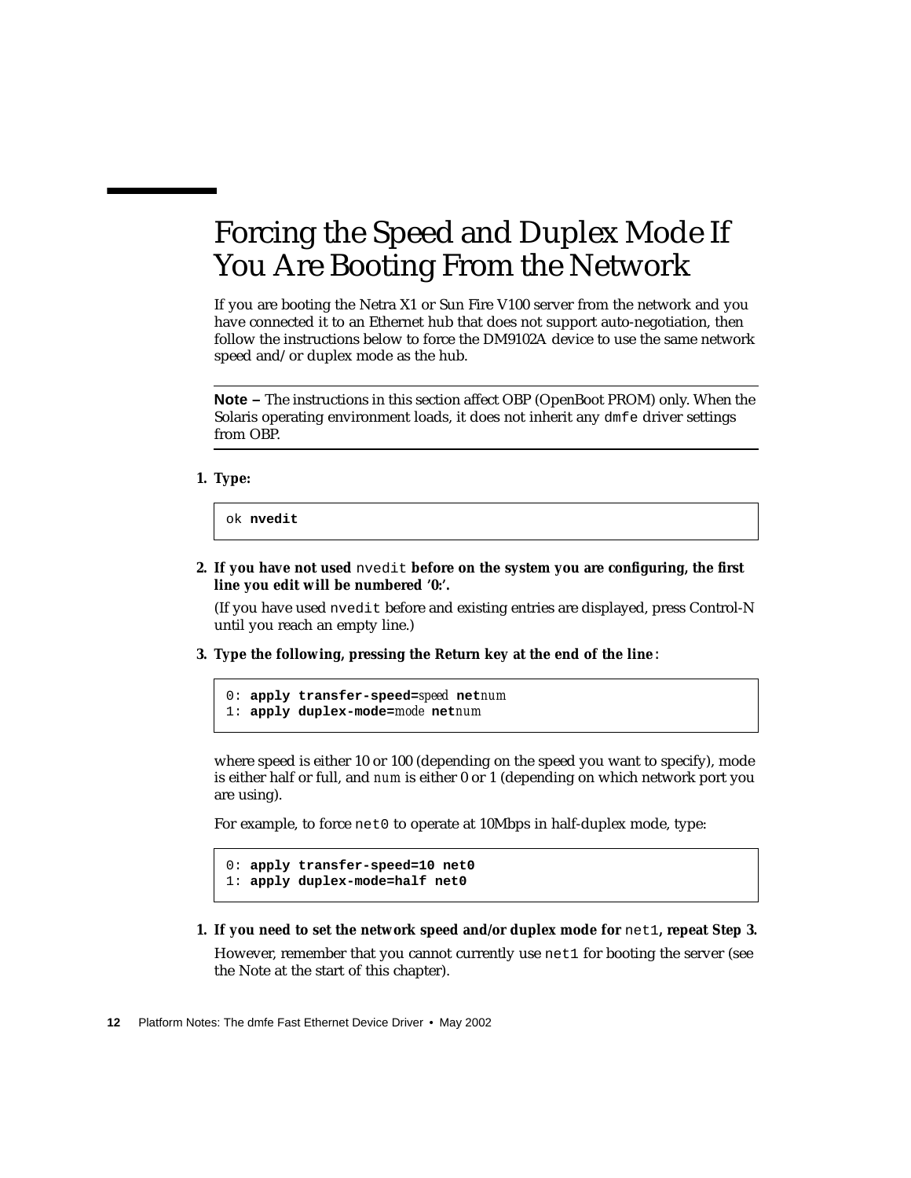# Forcing the Speed and Duplex Mode If You Are Booting From the Network

If you are booting the Netra X1 or Sun Fire V100 server from the network and you have connected it to an Ethernet hub that does not support auto-negotiation, then follow the instructions below to force the DM9102A device to use the same network speed and/or duplex mode as the hub.

---

**Note –** The instructions in this section affect OBP (OpenBoot PROM) only. When the Solaris operating environment loads, it does not inherit any `dmfe` driver settings from OBP.

---

1. **Type:**

```
ok nvedit
```

2. **If you have not used `nvedit` before on the system you are configuring, the first line you edit will be numbered '0:'.**

   (If you have used `nvedit` before and existing entries are displayed, press Control-N until you reach an empty line.)

3. **Type the following, pressing the Return key at the end of the line:**

```
0: apply transfer-speed=speed netnum
1: apply duplex-mode=mode netnum
```

where speed is either 10 or 100 (depending on the speed you want to specify), mode is either half or full, and *num* is either 0 or 1 (depending on which network port you are using).

For example, to force `net0` to operate at 10Mbps in half-duplex mode, type:

```
0: apply transfer-speed=10 net0
1: apply duplex-mode=half net0
```

1. **If you need to set the network speed and/or duplex mode for `net1`, repeat Step 3.**

   However, remember that you cannot currently use `net1` for booting the server (see the Note at the start of this chapter).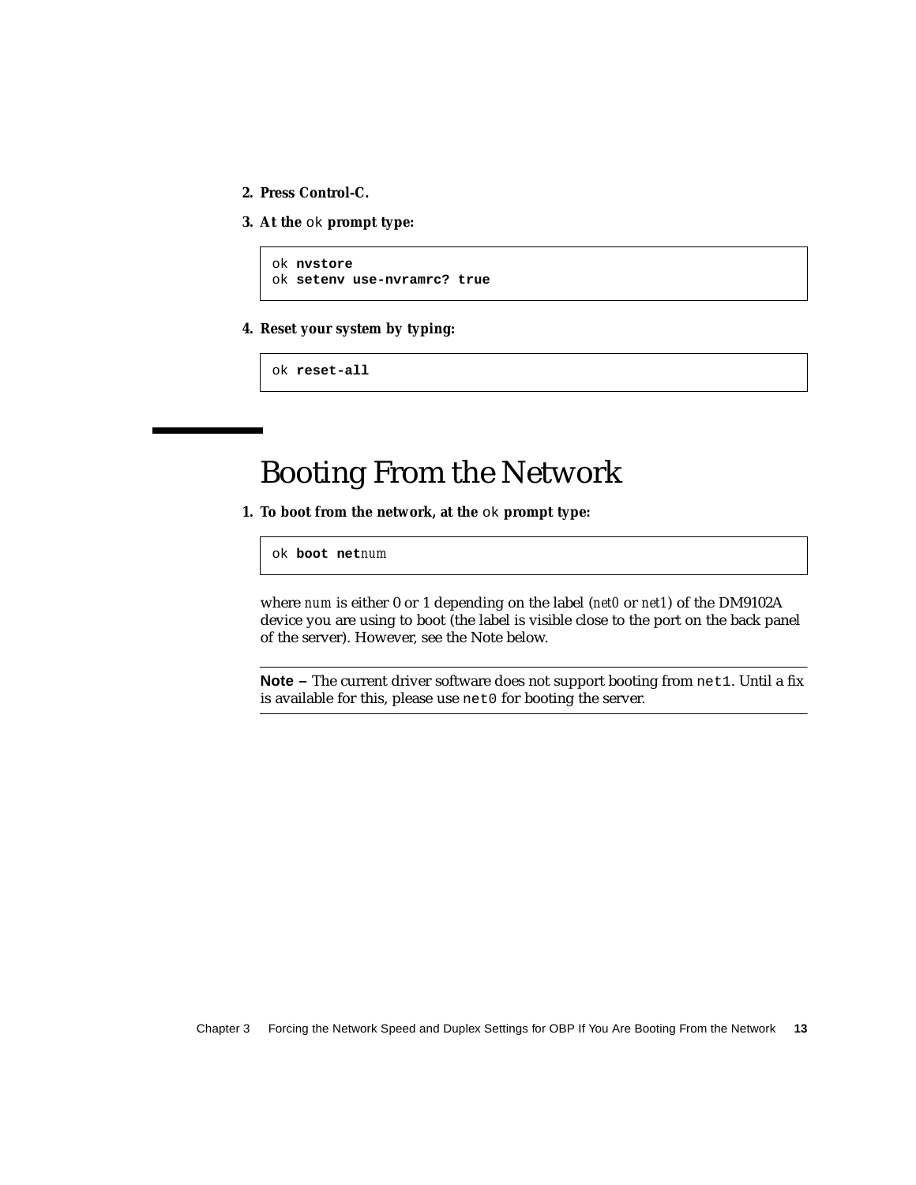2. **Press Control-C.**

3. **At the** `ok` **prompt type:**

```
ok nvstore
ok setenv use-nvramrc? true
```

4. **Reset your system by typing:**

```
ok reset-all
```

# Booting From the Network

1. **To boot from the network, at the** `ok` **prompt type:**

```
ok boot netnum
```

where *num* is either 0 or 1 depending on the label (*net0* or *net1*) of the DM9102A device you are using to boot (the label is visible close to the port on the back panel of the server). However, see the Note below.

---

**Note –** The current driver software does not support booting from `net1`. Until a fix is available for this, please use `net0` for booting the server.

---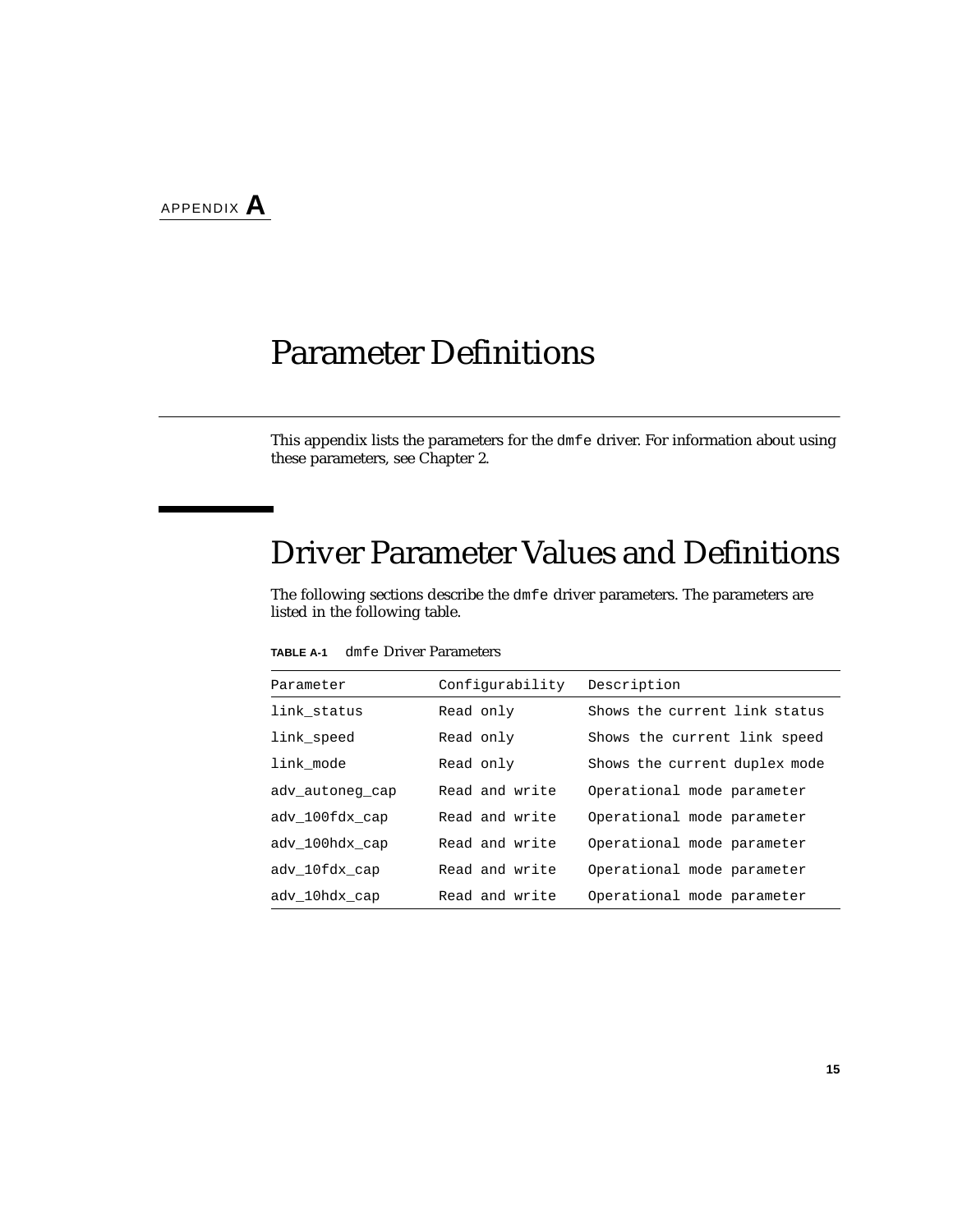APPENDIX **A**

# Parameter Definitions

This appendix lists the parameters for the `dmfe` driver. For information about using these parameters, see Chapter 2.

## Driver Parameter Values and Definitions

The following sections describe the `dmfe` driver parameters. The parameters are listed in the following table.

**TABLE A-1** `dmfe` Driver Parameters

| Parameter | Configurability | Description |
|---|---|---|
| link_status | Read only | Shows the current link status |
| link_speed | Read only | Shows the current link speed |
| link_mode | Read only | Shows the current duplex mode |
| adv_autoneg_cap | Read and write | Operational mode parameter |
| adv_100fdx_cap | Read and write | Operational mode parameter |
| adv_100hdx_cap | Read and write | Operational mode parameter |
| adv_10fdx_cap | Read and write | Operational mode parameter |
| adv_10hdx_cap | Read and write | Operational mode parameter |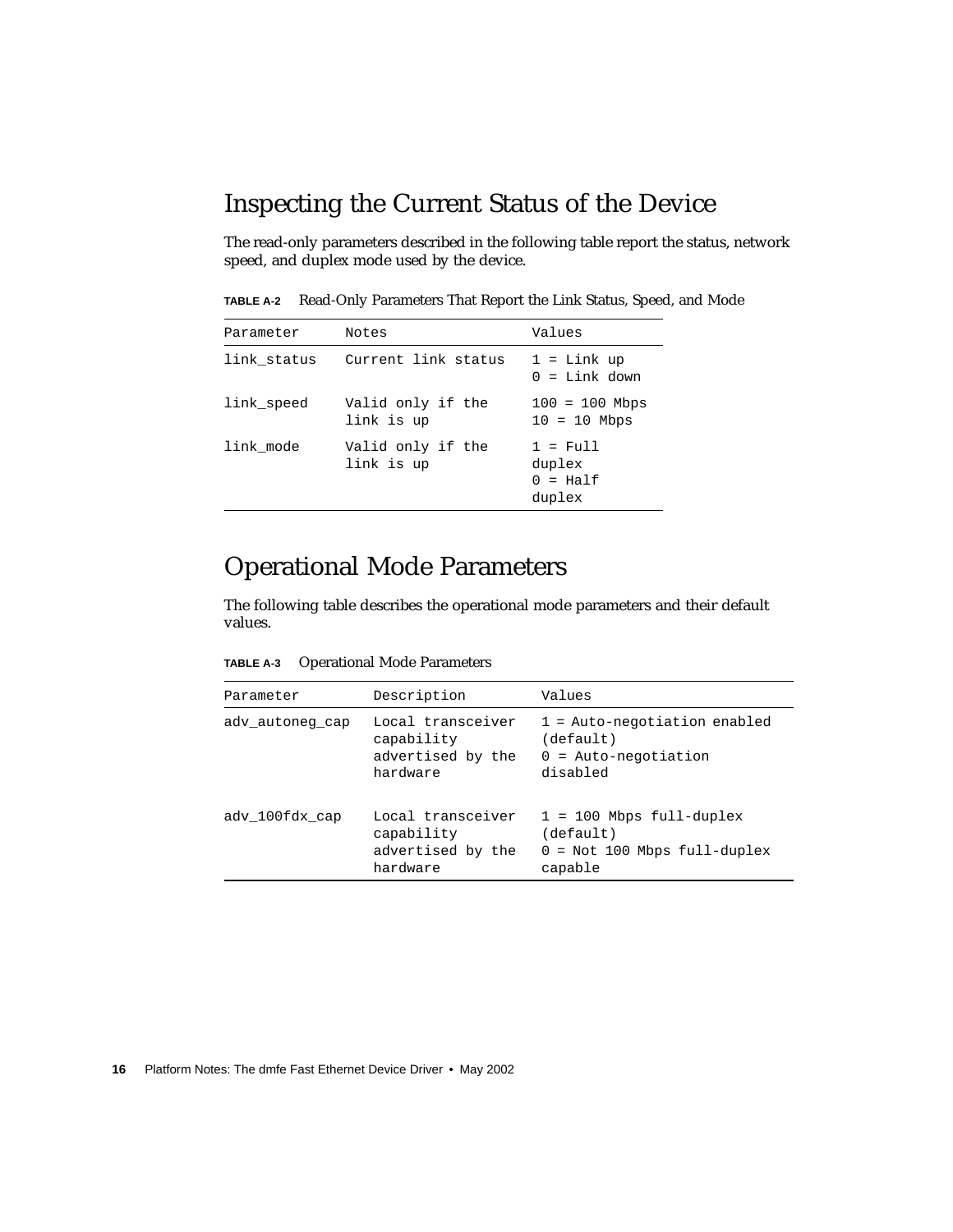## Inspecting the Current Status of the Device

The read-only parameters described in the following table report the status, network speed, and duplex mode used by the device.

**TABLE A-2** Read-Only Parameters That Report the Link Status, Speed, and Mode

| Parameter | Notes | Values |
|---|---|---|
| link_status | Current link status | 1 = Link up<br>0 = Link down |
| link_speed | Valid only if the link is up | 100 = 100 Mbps<br>10 = 10 Mbps |
| link_mode | Valid only if the link is up | 1 = Full duplex<br>0 = Half duplex |

## Operational Mode Parameters

The following table describes the operational mode parameters and their default values.

**TABLE A-3** Operational Mode Parameters

| Parameter | Description | Values |
|---|---|---|
| adv_autoneg_cap | Local transceiver capability advertised by the hardware | 1 = Auto-negotiation enabled (default)<br>0 = Auto-negotiation disabled |
| adv_100fdx_cap | Local transceiver capability advertised by the hardware | 1 = 100 Mbps full-duplex (default)<br>0 = Not 100 Mbps full-duplex capable |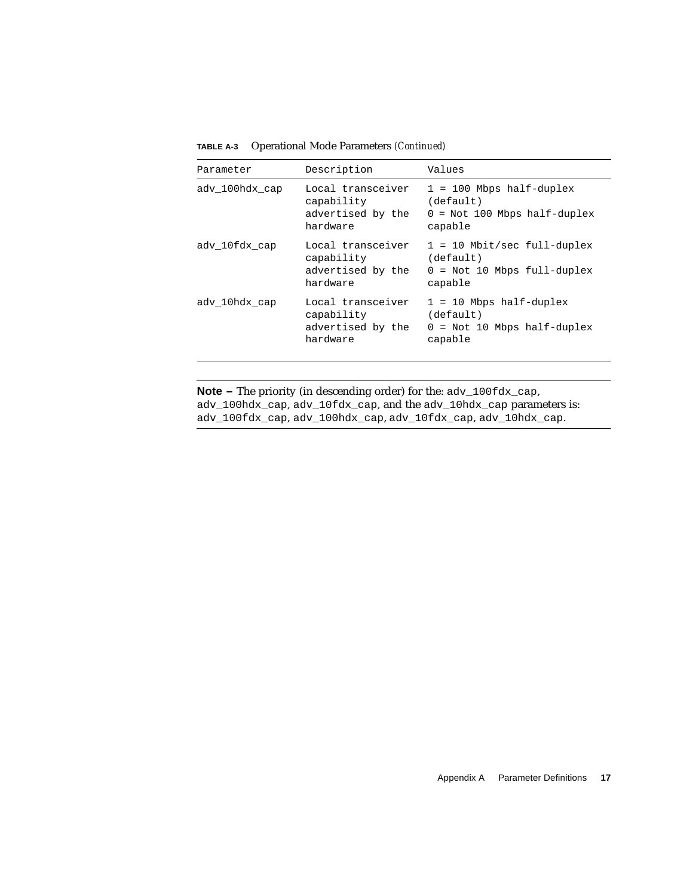**TABLE A-3** Operational Mode Parameters *(Continued)*

| Parameter | Description | Values |
| --- | --- | --- |
| adv_100hdx_cap | Local transceiver capability advertised by the hardware | 1 = 100 Mbps half-duplex (default)<br>0 = Not 100 Mbps half-duplex capable |
| adv_10fdx_cap | Local transceiver capability advertised by the hardware | 1 = 10 Mbit/sec full-duplex (default)<br>0 = Not 10 Mbps full-duplex capable |
| adv_10hdx_cap | Local transceiver capability advertised by the hardware | 1 = 10 Mbps half-duplex (default)<br>0 = Not 10 Mbps half-duplex capable |

---

**Note –** The priority (in descending order) for the: `adv_100fdx_cap`, `adv_100hdx_cap`, `adv_10fdx_cap`, and the `adv_10hdx_cap` parameters is: `adv_100fdx_cap`, `adv_100hdx_cap`, `adv_10fdx_cap`, `adv_10hdx_cap`.

---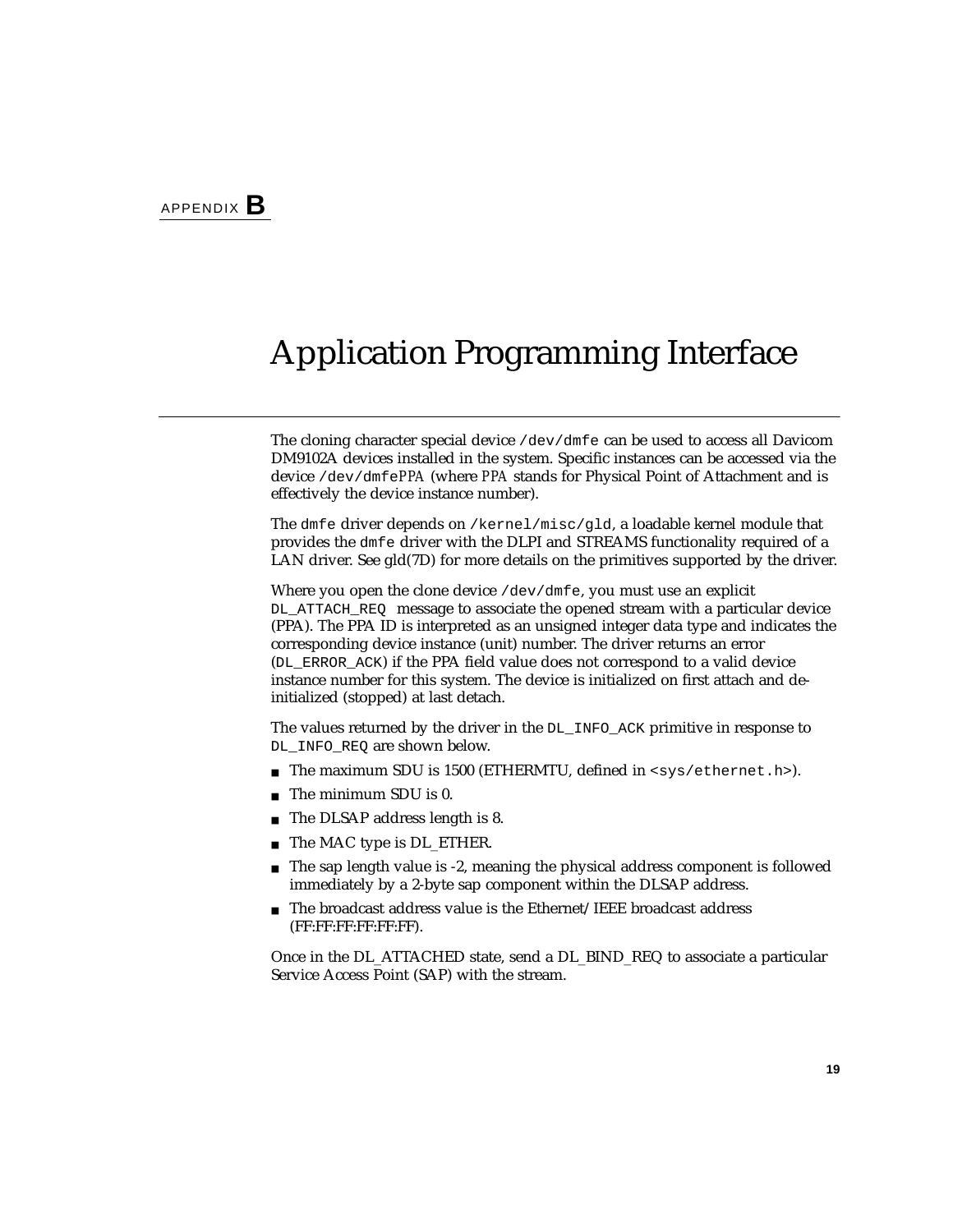APPENDIX **B**

# Application Programming Interface

The cloning character special device `/dev/dmfe` can be used to access all Davicom DM9102A devices installed in the system. Specific instances can be accessed via the device `/dev/dmfe`*PPA* (where *PPA* stands for Physical Point of Attachment and is effectively the device instance number).

The `dmfe` driver depends on `/kernel/misc/gld`, a loadable kernel module that provides the `dmfe` driver with the DLPI and STREAMS functionality required of a LAN driver. See gld(7D) for more details on the primitives supported by the driver.

Where you open the clone device `/dev/dmfe`, you must use an explicit `DL_ATTACH_REQ` message to associate the opened stream with a particular device (PPA). The PPA ID is interpreted as an unsigned integer data type and indicates the corresponding device instance (unit) number. The driver returns an error (`DL_ERROR_ACK`) if the PPA field value does not correspond to a valid device instance number for this system. The device is initialized on first attach and de-initialized (stopped) at last detach.

The values returned by the driver in the `DL_INFO_ACK` primitive in response to `DL_INFO_REQ` are shown below.

- The maximum SDU is 1500 (ETHERMTU, defined in `<sys/ethernet.h>`).
- The minimum SDU is 0.
- The DLSAP address length is 8.
- The MAC type is DL_ETHER.
- The sap length value is -2, meaning the physical address component is followed immediately by a 2-byte sap component within the DLSAP address.
- The broadcast address value is the Ethernet/IEEE broadcast address (FF:FF:FF:FF:FF:FF).

Once in the DL_ATTACHED state, send a DL_BIND_REQ to associate a particular Service Access Point (SAP) with the stream.